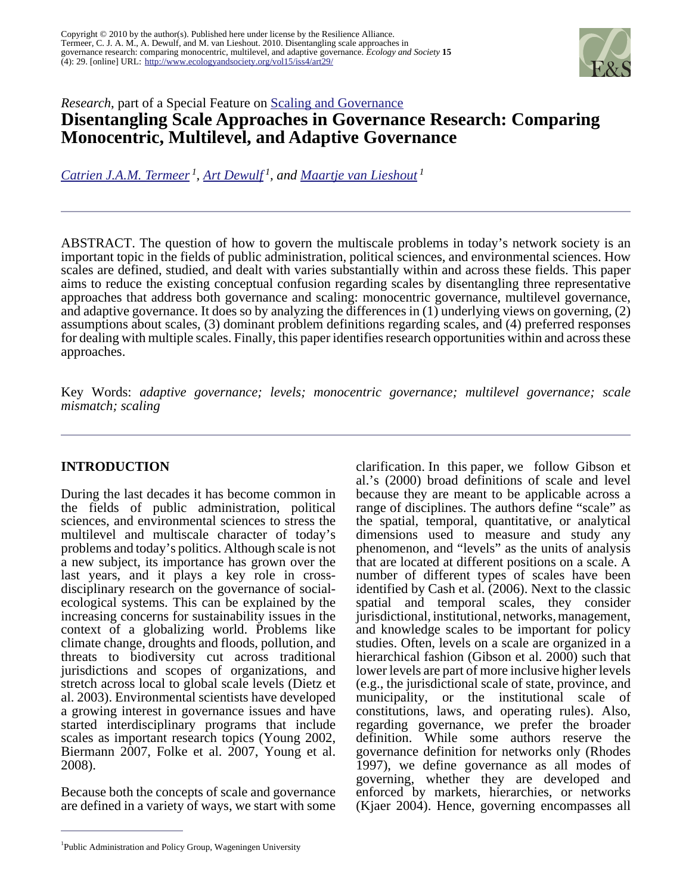Copyright © 2010 by the author(s). Published here under license by the Resilience Alliance.
Termeer, C. J. A. M., A. Dewulf, and M. van Lieshout. 2010. Disentangling scale approaches in governance research: comparing monocentric, multilevel, and adaptive governance. *Ecology and Society* **15** (4): 29. [online] URL: http://www.ecologyandsociety.org/vol15/iss4/art29/

*Research*, part of a Special Feature on Scaling and Governance

# Disentangling Scale Approaches in Governance Research: Comparing Monocentric, Multilevel, and Adaptive Governance

*Catrien J.A.M. Termeer* [1], *Art Dewulf* [1], *and Maartje van Lieshout* [1]

ABSTRACT. The question of how to govern the multiscale problems in today's network society is an important topic in the fields of public administration, political sciences, and environmental sciences. How scales are defined, studied, and dealt with varies substantially within and across these fields. This paper aims to reduce the existing conceptual confusion regarding scales by disentangling three representative approaches that address both governance and scaling: monocentric governance, multilevel governance, and adaptive governance. It does so by analyzing the differences in (1) underlying views on governing, (2) assumptions about scales, (3) dominant problem definitions regarding scales, and (4) preferred responses for dealing with multiple scales. Finally, this paper identifies research opportunities within and across these approaches.

Key Words: *adaptive governance; levels; monocentric governance; multilevel governance; scale mismatch; scaling*

## INTRODUCTION

During the last decades it has become common in the fields of public administration, political sciences, and environmental sciences to stress the multilevel and multiscale character of today's problems and today's politics. Although scale is not a new subject, its importance has grown over the last years, and it plays a key role in cross-disciplinary research on the governance of social-ecological systems. This can be explained by the increasing concerns for sustainability issues in the context of a globalizing world. Problems like climate change, droughts and floods, pollution, and threats to biodiversity cut across traditional jurisdictions and scopes of organizations, and stretch across local to global scale levels (Dietz et al. 2003). Environmental scientists have developed a growing interest in governance issues and have started interdisciplinary programs that include scales as important research topics (Young 2002, Biermann 2007, Folke et al. 2007, Young et al. 2008).

Because both the concepts of scale and governance are defined in a variety of ways, we start with some clarification. In this paper, we follow Gibson et al.'s (2000) broad definitions of scale and level because they are meant to be applicable across a range of disciplines. The authors define "scale" as the spatial, temporal, quantitative, or analytical dimensions used to measure and study any phenomenon, and "levels" as the units of analysis that are located at different positions on a scale. A number of different types of scales have been identified by Cash et al. (2006). Next to the classic spatial and temporal scales, they consider jurisdictional, institutional, networks, management, and knowledge scales to be important for policy studies. Often, levels on a scale are organized in a hierarchical fashion (Gibson et al. 2000) such that lower levels are part of more inclusive higher levels (e.g., the jurisdictional scale of state, province, and municipality, or the institutional scale of constitutions, laws, and operating rules). Also, regarding governance, we prefer the broader definition. While some authors reserve the governance definition for networks only (Rhodes 1997), we define governance as all modes of governing, whether they are developed and enforced by markets, hierarchies, or networks (Kjaer 2004). Hence, governing encompasses all

[1] Public Administration and Policy Group, Wageningen University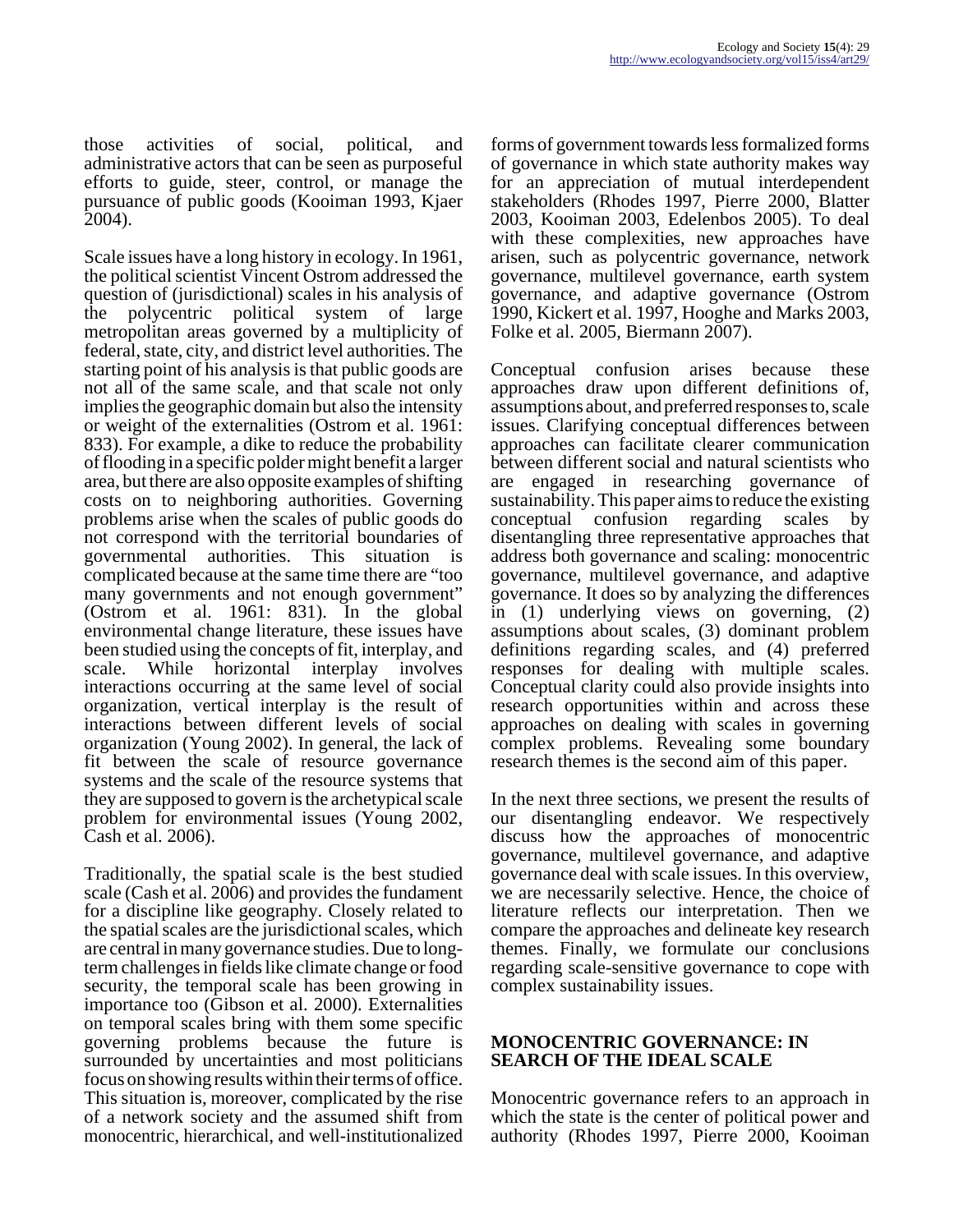those activities of social, political, and administrative actors that can be seen as purposeful efforts to guide, steer, control, or manage the pursuance of public goods (Kooiman 1993, Kjaer 2004).

Scale issues have a long history in ecology. In 1961, the political scientist Vincent Ostrom addressed the question of (jurisdictional) scales in his analysis of the polycentric political system of large metropolitan areas governed by a multiplicity of federal, state, city, and district level authorities. The starting point of his analysis is that public goods are not all of the same scale, and that scale not only implies the geographic domain but also the intensity or weight of the externalities (Ostrom et al. 1961: 833). For example, a dike to reduce the probability of flooding in a specific polder might benefit a larger area, but there are also opposite examples of shifting costs on to neighboring authorities. Governing problems arise when the scales of public goods do not correspond with the territorial boundaries of governmental authorities. This situation is complicated because at the same time there are "too many governments and not enough government" (Ostrom et al. 1961: 831). In the global environmental change literature, these issues have been studied using the concepts of fit, interplay, and scale. While horizontal interplay involves interactions occurring at the same level of social organization, vertical interplay is the result of interactions between different levels of social organization (Young 2002). In general, the lack of fit between the scale of resource governance systems and the scale of the resource systems that they are supposed to govern is the archetypical scale problem for environmental issues (Young 2002, Cash et al. 2006).

Traditionally, the spatial scale is the best studied scale (Cash et al. 2006) and provides the fundament for a discipline like geography. Closely related to the spatial scales are the jurisdictional scales, which are central in many governance studies. Due to long-term challenges in fields like climate change or food security, the temporal scale has been growing in importance too (Gibson et al. 2000). Externalities on temporal scales bring with them some specific governing problems because the future is surrounded by uncertainties and most politicians focus on showing results within their terms of office. This situation is, moreover, complicated by the rise of a network society and the assumed shift from monocentric, hierarchical, and well-institutionalized forms of government towards less formalized forms of governance in which state authority makes way for an appreciation of mutual interdependent stakeholders (Rhodes 1997, Pierre 2000, Blatter 2003, Kooiman 2003, Edelenbos 2005). To deal with these complexities, new approaches have arisen, such as polycentric governance, network governance, multilevel governance, earth system governance, and adaptive governance (Ostrom 1990, Kickert et al. 1997, Hooghe and Marks 2003, Folke et al. 2005, Biermann 2007).

Conceptual confusion arises because these approaches draw upon different definitions of, assumptions about, and preferred responses to, scale issues. Clarifying conceptual differences between approaches can facilitate clearer communication between different social and natural scientists who are engaged in researching governance of sustainability. This paper aims to reduce the existing conceptual confusion regarding scales by disentangling three representative approaches that address both governance and scaling: monocentric governance, multilevel governance, and adaptive governance. It does so by analyzing the differences in (1) underlying views on governing, (2) assumptions about scales, (3) dominant problem definitions regarding scales, and (4) preferred responses for dealing with multiple scales. Conceptual clarity could also provide insights into research opportunities within and across these approaches on dealing with scales in governing complex problems. Revealing some boundary research themes is the second aim of this paper.

In the next three sections, we present the results of our disentangling endeavor. We respectively discuss how the approaches of monocentric governance, multilevel governance, and adaptive governance deal with scale issues. In this overview, we are necessarily selective. Hence, the choice of literature reflects our interpretation. Then we compare the approaches and delineate key research themes. Finally, we formulate our conclusions regarding scale-sensitive governance to cope with complex sustainability issues.

## MONOCENTRIC GOVERNANCE: IN SEARCH OF THE IDEAL SCALE

Monocentric governance refers to an approach in which the state is the center of political power and authority (Rhodes 1997, Pierre 2000, Kooiman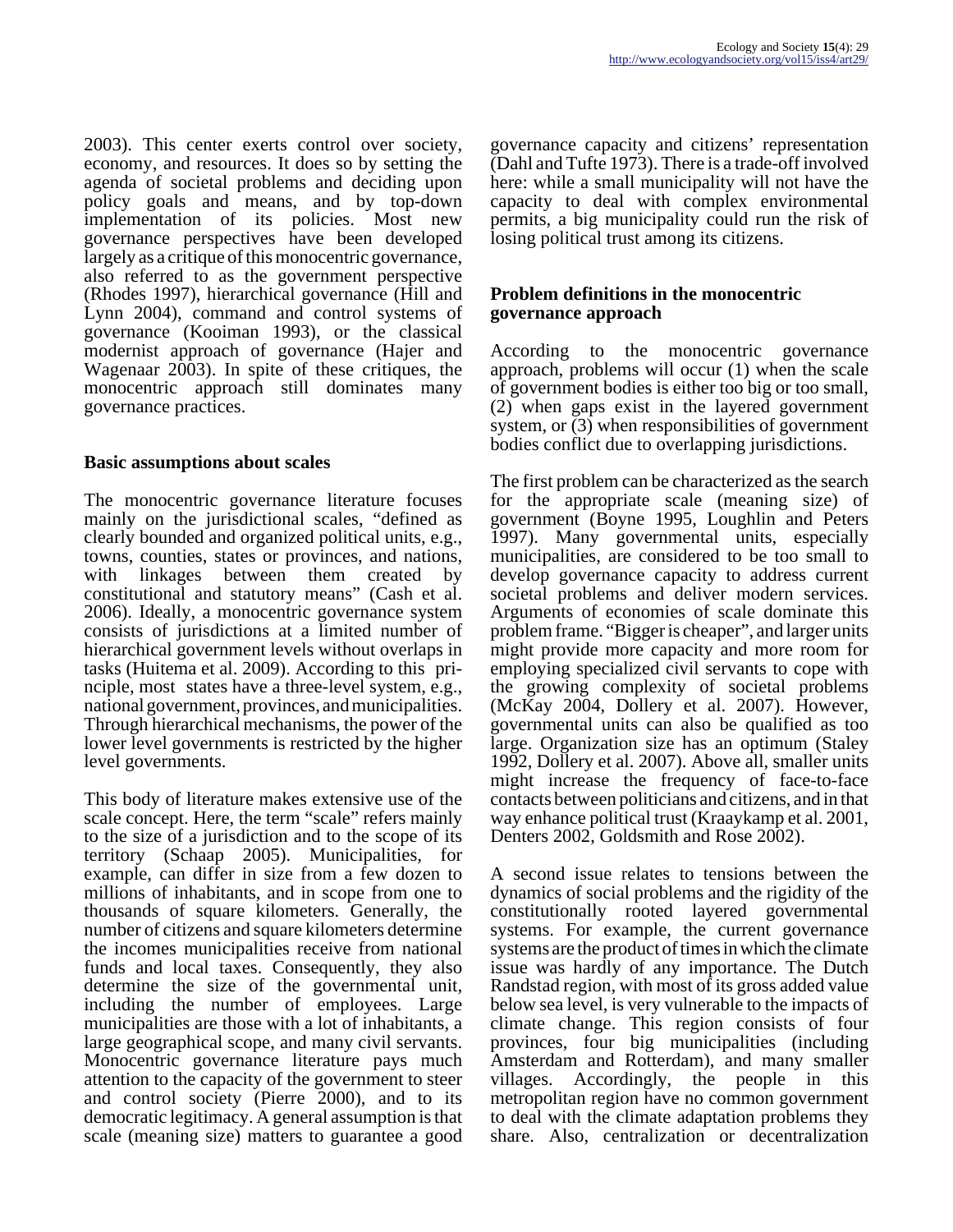2003). This center exerts control over society, economy, and resources. It does so by setting the agenda of societal problems and deciding upon policy goals and means, and by top-down implementation of its policies. Most new governance perspectives have been developed largely as a critique of this monocentric governance, also referred to as the government perspective (Rhodes 1997), hierarchical governance (Hill and Lynn 2004), command and control systems of governance (Kooiman 1993), or the classical modernist approach of governance (Hajer and Wagenaar 2003). In spite of these critiques, the monocentric approach still dominates many governance practices.

### Basic assumptions about scales

The monocentric governance literature focuses mainly on the jurisdictional scales, "defined as clearly bounded and organized political units, e.g., towns, counties, states or provinces, and nations, with linkages between them created by constitutional and statutory means" (Cash et al. 2006). Ideally, a monocentric governance system consists of jurisdictions at a limited number of hierarchical government levels without overlaps in tasks (Huitema et al. 2009). According to this principle, most states have a three-level system, e.g., national government, provinces, and municipalities. Through hierarchical mechanisms, the power of the lower level governments is restricted by the higher level governments.

This body of literature makes extensive use of the scale concept. Here, the term "scale" refers mainly to the size of a jurisdiction and to the scope of its territory (Schaap 2005). Municipalities, for example, can differ in size from a few dozen to millions of inhabitants, and in scope from one to thousands of square kilometers. Generally, the number of citizens and square kilometers determine the incomes municipalities receive from national funds and local taxes. Consequently, they also determine the size of the governmental unit, including the number of employees. Large municipalities are those with a lot of inhabitants, a large geographical scope, and many civil servants. Monocentric governance literature pays much attention to the capacity of the government to steer and control society (Pierre 2000), and to its democratic legitimacy. A general assumption is that scale (meaning size) matters to guarantee a good governance capacity and citizens' representation (Dahl and Tufte 1973). There is a trade-off involved here: while a small municipality will not have the capacity to deal with complex environmental permits, a big municipality could run the risk of losing political trust among its citizens.

### Problem definitions in the monocentric governance approach

According to the monocentric governance approach, problems will occur (1) when the scale of government bodies is either too big or too small, (2) when gaps exist in the layered government system, or (3) when responsibilities of government bodies conflict due to overlapping jurisdictions.

The first problem can be characterized as the search for the appropriate scale (meaning size) of government (Boyne 1995, Loughlin and Peters 1997). Many governmental units, especially municipalities, are considered to be too small to develop governance capacity to address current societal problems and deliver modern services. Arguments of economies of scale dominate this problem frame. "Bigger is cheaper", and larger units might provide more capacity and more room for employing specialized civil servants to cope with the growing complexity of societal problems (McKay 2004, Dollery et al. 2007). However, governmental units can also be qualified as too large. Organization size has an optimum (Staley 1992, Dollery et al. 2007). Above all, smaller units might increase the frequency of face-to-face contacts between politicians and citizens, and in that way enhance political trust (Kraaykamp et al. 2001, Denters 2002, Goldsmith and Rose 2002).

A second issue relates to tensions between the dynamics of social problems and the rigidity of the constitutionally rooted layered governmental systems. For example, the current governance systems are the product of times in which the climate issue was hardly of any importance. The Dutch Randstad region, with most of its gross added value below sea level, is very vulnerable to the impacts of climate change. This region consists of four provinces, four big municipalities (including Amsterdam and Rotterdam), and many smaller villages. Accordingly, the people in this metropolitan region have no common government to deal with the climate adaptation problems they share. Also, centralization or decentralization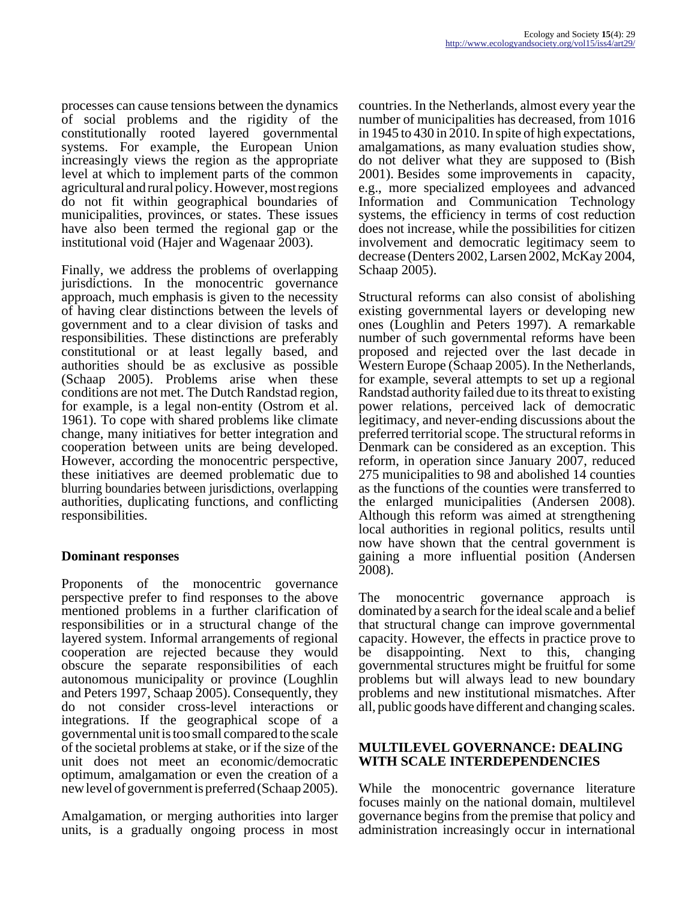processes can cause tensions between the dynamics of social problems and the rigidity of the constitutionally rooted layered governmental systems. For example, the European Union increasingly views the region as the appropriate level at which to implement parts of the common agricultural and rural policy. However, most regions do not fit within geographical boundaries of municipalities, provinces, or states. These issues have also been termed the regional gap or the institutional void (Hajer and Wagenaar 2003).

Finally, we address the problems of overlapping jurisdictions. In the monocentric governance approach, much emphasis is given to the necessity of having clear distinctions between the levels of government and to a clear division of tasks and responsibilities. These distinctions are preferably constitutional or at least legally based, and authorities should be as exclusive as possible (Schaap 2005). Problems arise when these conditions are not met. The Dutch Randstad region, for example, is a legal non-entity (Ostrom et al. 1961). To cope with shared problems like climate change, many initiatives for better integration and cooperation between units are being developed. However, according the monocentric perspective, these initiatives are deemed problematic due to blurring boundaries between jurisdictions, overlapping authorities, duplicating functions, and conflicting responsibilities.

### Dominant responses

Proponents of the monocentric governance perspective prefer to find responses to the above mentioned problems in a further clarification of responsibilities or in a structural change of the layered system. Informal arrangements of regional cooperation are rejected because they would obscure the separate responsibilities of each autonomous municipality or province (Loughlin and Peters 1997, Schaap 2005). Consequently, they do not consider cross-level interactions or integrations. If the geographical scope of a governmental unit is too small compared to the scale of the societal problems at stake, or if the size of the unit does not meet an economic/democratic optimum, amalgamation or even the creation of a new level of government is preferred (Schaap 2005).

Amalgamation, or merging authorities into larger units, is a gradually ongoing process in most countries. In the Netherlands, almost every year the number of municipalities has decreased, from 1016 in 1945 to 430 in 2010. In spite of high expectations, amalgamations, as many evaluation studies show, do not deliver what they are supposed to (Bish 2001). Besides some improvements in capacity, e.g., more specialized employees and advanced Information and Communication Technology systems, the efficiency in terms of cost reduction does not increase, while the possibilities for citizen involvement and democratic legitimacy seem to decrease (Denters 2002, Larsen 2002, McKay 2004, Schaap 2005).

Structural reforms can also consist of abolishing existing governmental layers or developing new ones (Loughlin and Peters 1997). A remarkable number of such governmental reforms have been proposed and rejected over the last decade in Western Europe (Schaap 2005). In the Netherlands, for example, several attempts to set up a regional Randstad authority failed due to its threat to existing power relations, perceived lack of democratic legitimacy, and never-ending discussions about the preferred territorial scope. The structural reforms in Denmark can be considered as an exception. This reform, in operation since January 2007, reduced 275 municipalities to 98 and abolished 14 counties as the functions of the counties were transferred to the enlarged municipalities (Andersen 2008). Although this reform was aimed at strengthening local authorities in regional politics, results until now have shown that the central government is gaining a more influential position (Andersen 2008).

The monocentric governance approach is dominated by a search for the ideal scale and a belief that structural change can improve governmental capacity. However, the effects in practice prove to be disappointing. Next to this, changing governmental structures might be fruitful for some problems but will always lead to new boundary problems and new institutional mismatches. After all, public goods have different and changing scales.

## MULTILEVEL GOVERNANCE: DEALING WITH SCALE INTERDEPENDENCIES

While the monocentric governance literature focuses mainly on the national domain, multilevel governance begins from the premise that policy and administration increasingly occur in international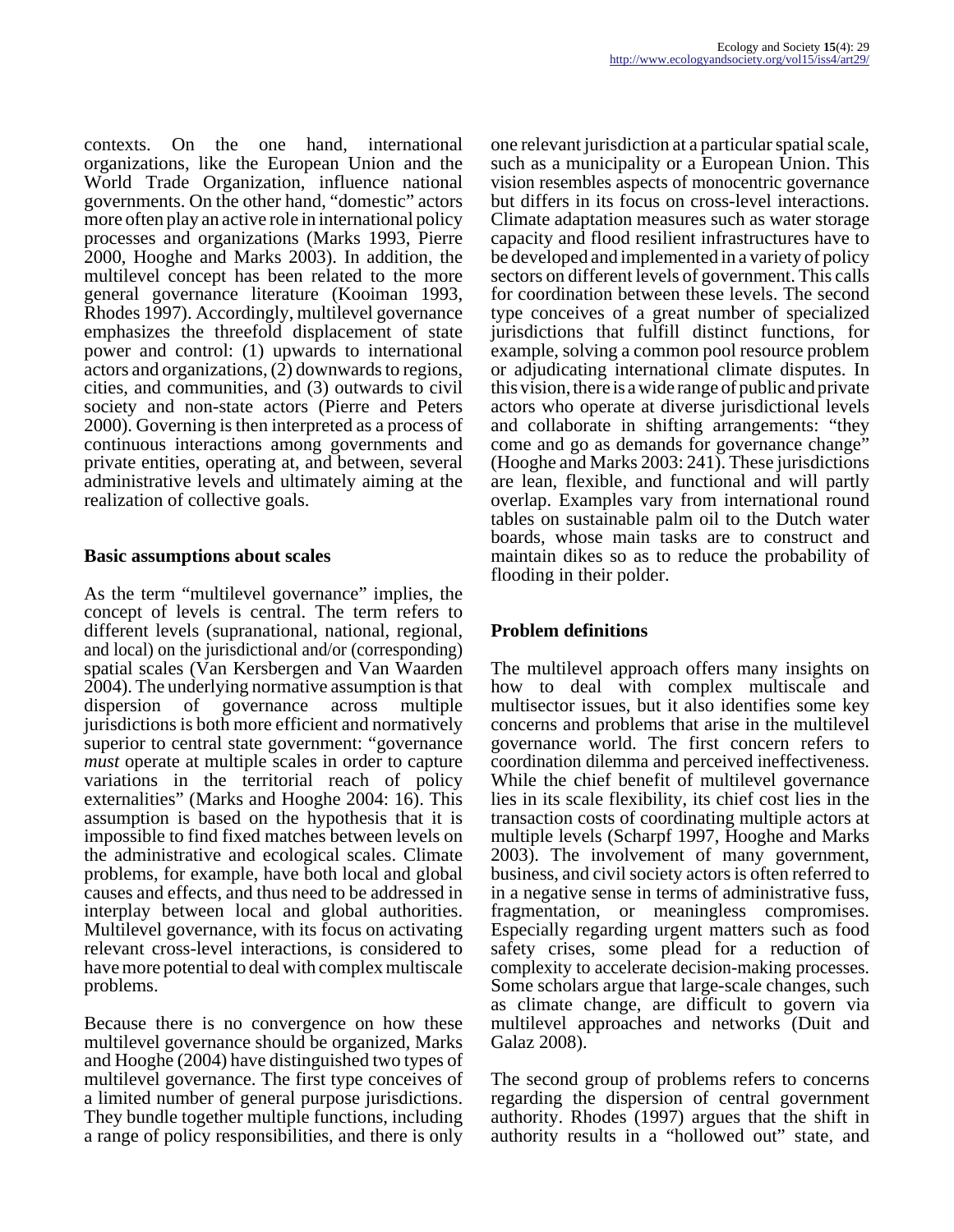contexts. On the one hand, international organizations, like the European Union and the World Trade Organization, influence national governments. On the other hand, "domestic" actors more often play an active role in international policy processes and organizations (Marks 1993, Pierre 2000, Hooghe and Marks 2003). In addition, the multilevel concept has been related to the more general governance literature (Kooiman 1993, Rhodes 1997). Accordingly, multilevel governance emphasizes the threefold displacement of state power and control: (1) upwards to international actors and organizations, (2) downwards to regions, cities, and communities, and (3) outwards to civil society and non-state actors (Pierre and Peters 2000). Governing is then interpreted as a process of continuous interactions among governments and private entities, operating at, and between, several administrative levels and ultimately aiming at the realization of collective goals.

### Basic assumptions about scales

As the term "multilevel governance" implies, the concept of levels is central. The term refers to different levels (supranational, national, regional, and local) on the jurisdictional and/or (corresponding) spatial scales (Van Kersbergen and Van Waarden 2004). The underlying normative assumption is that dispersion of governance across multiple jurisdictions is both more efficient and normatively superior to central state government: "governance *must* operate at multiple scales in order to capture variations in the territorial reach of policy externalities" (Marks and Hooghe 2004: 16). This assumption is based on the hypothesis that it is impossible to find fixed matches between levels on the administrative and ecological scales. Climate problems, for example, have both local and global causes and effects, and thus need to be addressed in interplay between local and global authorities. Multilevel governance, with its focus on activating relevant cross-level interactions, is considered to have more potential to deal with complex multiscale problems.

Because there is no convergence on how these multilevel governance should be organized, Marks and Hooghe (2004) have distinguished two types of multilevel governance. The first type conceives of a limited number of general purpose jurisdictions. They bundle together multiple functions, including a range of policy responsibilities, and there is only one relevant jurisdiction at a particular spatial scale, such as a municipality or a European Union. This vision resembles aspects of monocentric governance but differs in its focus on cross-level interactions. Climate adaptation measures such as water storage capacity and flood resilient infrastructures have to be developed and implemented in a variety of policy sectors on different levels of government. This calls for coordination between these levels. The second type conceives of a great number of specialized jurisdictions that fulfill distinct functions, for example, solving a common pool resource problem or adjudicating international climate disputes. In this vision, there is a wide range of public and private actors who operate at diverse jurisdictional levels and collaborate in shifting arrangements: "they come and go as demands for governance change" (Hooghe and Marks 2003: 241). These jurisdictions are lean, flexible, and functional and will partly overlap. Examples vary from international round tables on sustainable palm oil to the Dutch water boards, whose main tasks are to construct and maintain dikes so as to reduce the probability of flooding in their polder.

### Problem definitions

The multilevel approach offers many insights on how to deal with complex multiscale and multisector issues, but it also identifies some key concerns and problems that arise in the multilevel governance world. The first concern refers to coordination dilemma and perceived ineffectiveness. While the chief benefit of multilevel governance lies in its scale flexibility, its chief cost lies in the transaction costs of coordinating multiple actors at multiple levels (Scharpf 1997, Hooghe and Marks 2003). The involvement of many government, business, and civil society actors is often referred to in a negative sense in terms of administrative fuss, fragmentation, or meaningless compromises. Especially regarding urgent matters such as food safety crises, some plead for a reduction of complexity to accelerate decision-making processes. Some scholars argue that large-scale changes, such as climate change, are difficult to govern via multilevel approaches and networks (Duit and Galaz 2008).

The second group of problems refers to concerns regarding the dispersion of central government authority. Rhodes (1997) argues that the shift in authority results in a "hollowed out" state, and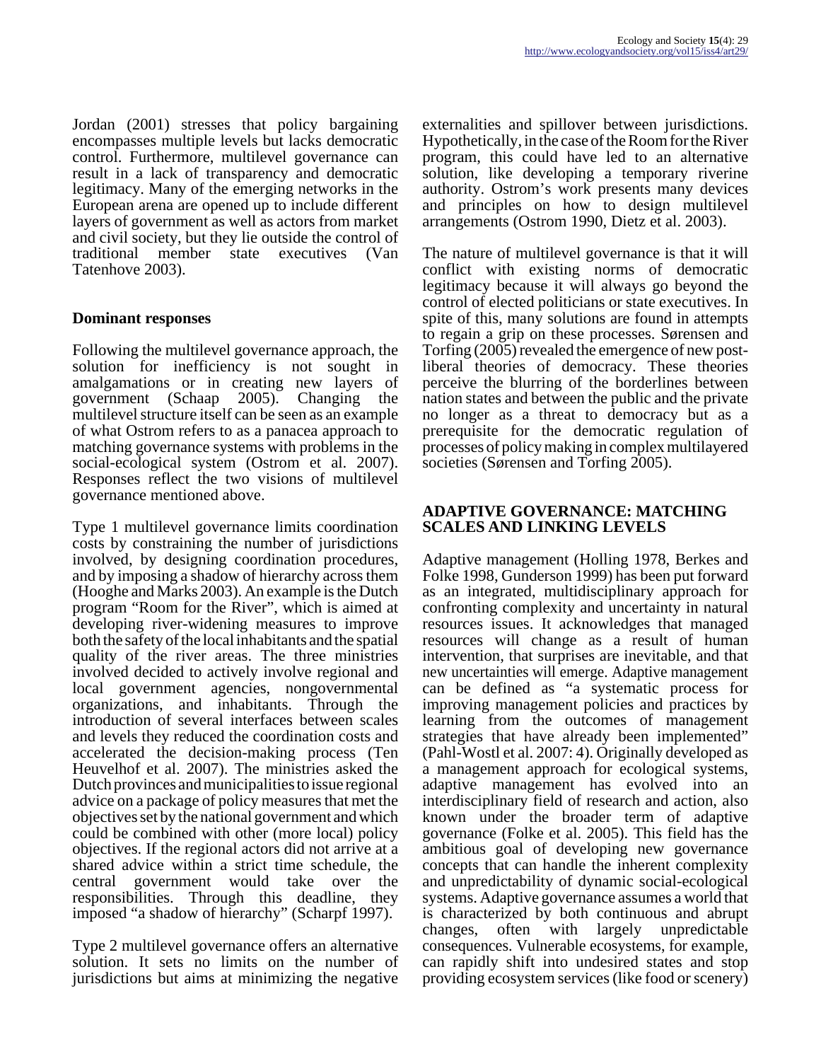Jordan (2001) stresses that policy bargaining encompasses multiple levels but lacks democratic control. Furthermore, multilevel governance can result in a lack of transparency and democratic legitimacy. Many of the emerging networks in the European arena are opened up to include different layers of government as well as actors from market and civil society, but they lie outside the control of traditional member state executives (Van Tatenhove 2003).

### Dominant responses

Following the multilevel governance approach, the solution for inefficiency is not sought in amalgamations or in creating new layers of government (Schaap 2005). Changing the multilevel structure itself can be seen as an example of what Ostrom refers to as a panacea approach to matching governance systems with problems in the social-ecological system (Ostrom et al. 2007). Responses reflect the two visions of multilevel governance mentioned above.

Type 1 multilevel governance limits coordination costs by constraining the number of jurisdictions involved, by designing coordination procedures, and by imposing a shadow of hierarchy across them (Hooghe and Marks 2003). An example is the Dutch program "Room for the River", which is aimed at developing river-widening measures to improve both the safety of the local inhabitants and the spatial quality of the river areas. The three ministries involved decided to actively involve regional and local government agencies, nongovernmental organizations, and inhabitants. Through the introduction of several interfaces between scales and levels they reduced the coordination costs and accelerated the decision-making process (Ten Heuvelhof et al. 2007). The ministries asked the Dutch provinces and municipalities to issue regional advice on a package of policy measures that met the objectives set by the national government and which could be combined with other (more local) policy objectives. If the regional actors did not arrive at a shared advice within a strict time schedule, the central government would take over the responsibilities. Through this deadline, they imposed "a shadow of hierarchy" (Scharpf 1997).

Type 2 multilevel governance offers an alternative solution. It sets no limits on the number of jurisdictions but aims at minimizing the negative externalities and spillover between jurisdictions. Hypothetically, in the case of the Room for the River program, this could have led to an alternative solution, like developing a temporary riverine authority. Ostrom's work presents many devices and principles on how to design multilevel arrangements (Ostrom 1990, Dietz et al. 2003).

The nature of multilevel governance is that it will conflict with existing norms of democratic legitimacy because it will always go beyond the control of elected politicians or state executives. In spite of this, many solutions are found in attempts to regain a grip on these processes. Sørensen and Torfing (2005) revealed the emergence of new post-liberal theories of democracy. These theories perceive the blurring of the borderlines between nation states and between the public and the private no longer as a threat to democracy but as a prerequisite for the democratic regulation of processes of policy making in complex multilayered societies (Sørensen and Torfing 2005).

## ADAPTIVE GOVERNANCE: MATCHING SCALES AND LINKING LEVELS

Adaptive management (Holling 1978, Berkes and Folke 1998, Gunderson 1999) has been put forward as an integrated, multidisciplinary approach for confronting complexity and uncertainty in natural resources issues. It acknowledges that managed resources will change as a result of human intervention, that surprises are inevitable, and that new uncertainties will emerge. Adaptive management can be defined as "a systematic process for improving management policies and practices by learning from the outcomes of management strategies that have already been implemented" (Pahl-Wostl et al. 2007: 4). Originally developed as a management approach for ecological systems, adaptive management has evolved into an interdisciplinary field of research and action, also known under the broader term of adaptive governance (Folke et al. 2005). This field has the ambitious goal of developing new governance concepts that can handle the inherent complexity and unpredictability of dynamic social-ecological systems. Adaptive governance assumes a world that is characterized by both continuous and abrupt changes, often with largely unpredictable consequences. Vulnerable ecosystems, for example, can rapidly shift into undesired states and stop providing ecosystem services (like food or scenery)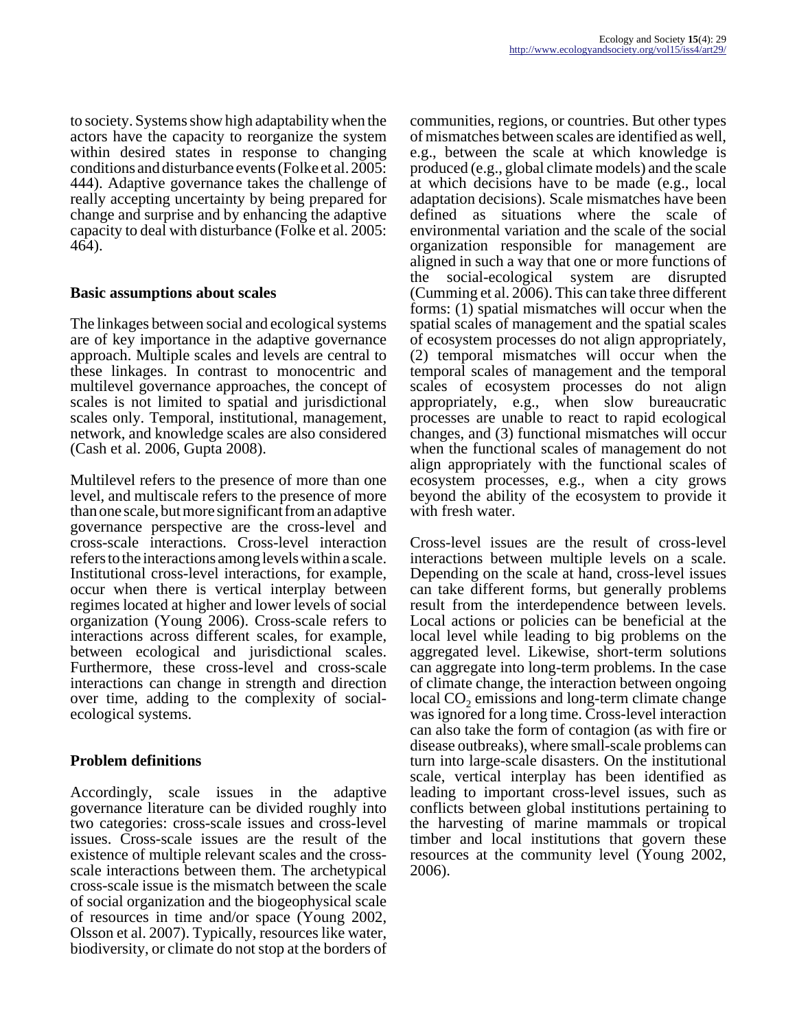to society. Systems show high adaptability when the actors have the capacity to reorganize the system within desired states in response to changing conditions and disturbance events (Folke et al. 2005: 444). Adaptive governance takes the challenge of really accepting uncertainty by being prepared for change and surprise and by enhancing the adaptive capacity to deal with disturbance (Folke et al. 2005: 464).

## Basic assumptions about scales

The linkages between social and ecological systems are of key importance in the adaptive governance approach. Multiple scales and levels are central to these linkages. In contrast to monocentric and multilevel governance approaches, the concept of scales is not limited to spatial and jurisdictional scales only. Temporal, institutional, management, network, and knowledge scales are also considered (Cash et al. 2006, Gupta 2008).

Multilevel refers to the presence of more than one level, and multiscale refers to the presence of more than one scale, but more significant from an adaptive governance perspective are the cross-level and cross-scale interactions. Cross-level interaction refers to the interactions among levels within a scale. Institutional cross-level interactions, for example, occur when there is vertical interplay between regimes located at higher and lower levels of social organization (Young 2006). Cross-scale refers to interactions across different scales, for example, between ecological and jurisdictional scales. Furthermore, these cross-level and cross-scale interactions can change in strength and direction over time, adding to the complexity of social-ecological systems.

## Problem definitions

Accordingly, scale issues in the adaptive governance literature can be divided roughly into two categories: cross-scale issues and cross-level issues. Cross-scale issues are the result of the existence of multiple relevant scales and the cross-scale interactions between them. The archetypical cross-scale issue is the mismatch between the scale of social organization and the biogeophysical scale of resources in time and/or space (Young 2002, Olsson et al. 2007). Typically, resources like water, biodiversity, or climate do not stop at the borders of communities, regions, or countries. But other types of mismatches between scales are identified as well, e.g., between the scale at which knowledge is produced (e.g., global climate models) and the scale at which decisions have to be made (e.g., local adaptation decisions). Scale mismatches have been defined as situations where the scale of environmental variation and the scale of the social organization responsible for management are aligned in such a way that one or more functions of the social-ecological system are disrupted (Cumming et al. 2006). This can take three different forms: (1) spatial mismatches will occur when the spatial scales of management and the spatial scales of ecosystem processes do not align appropriately, (2) temporal mismatches will occur when the temporal scales of management and the temporal scales of ecosystem processes do not align appropriately, e.g., when slow bureaucratic processes are unable to react to rapid ecological changes, and (3) functional mismatches will occur when the functional scales of management do not align appropriately with the functional scales of ecosystem processes, e.g., when a city grows beyond the ability of the ecosystem to provide it with fresh water.

Cross-level issues are the result of cross-level interactions between multiple levels on a scale. Depending on the scale at hand, cross-level issues can take different forms, but generally problems result from the interdependence between levels. Local actions or policies can be beneficial at the local level while leading to big problems on the aggregated level. Likewise, short-term solutions can aggregate into long-term problems. In the case of climate change, the interaction between ongoing local $CO_2$ emissions and long-term climate change was ignored for a long time. Cross-level interaction can also take the form of contagion (as with fire or disease outbreaks), where small-scale problems can turn into large-scale disasters. On the institutional scale, vertical interplay has been identified as leading to important cross-level issues, such as conflicts between global institutions pertaining to the harvesting of marine mammals or tropical timber and local institutions that govern these resources at the community level (Young 2002, 2006).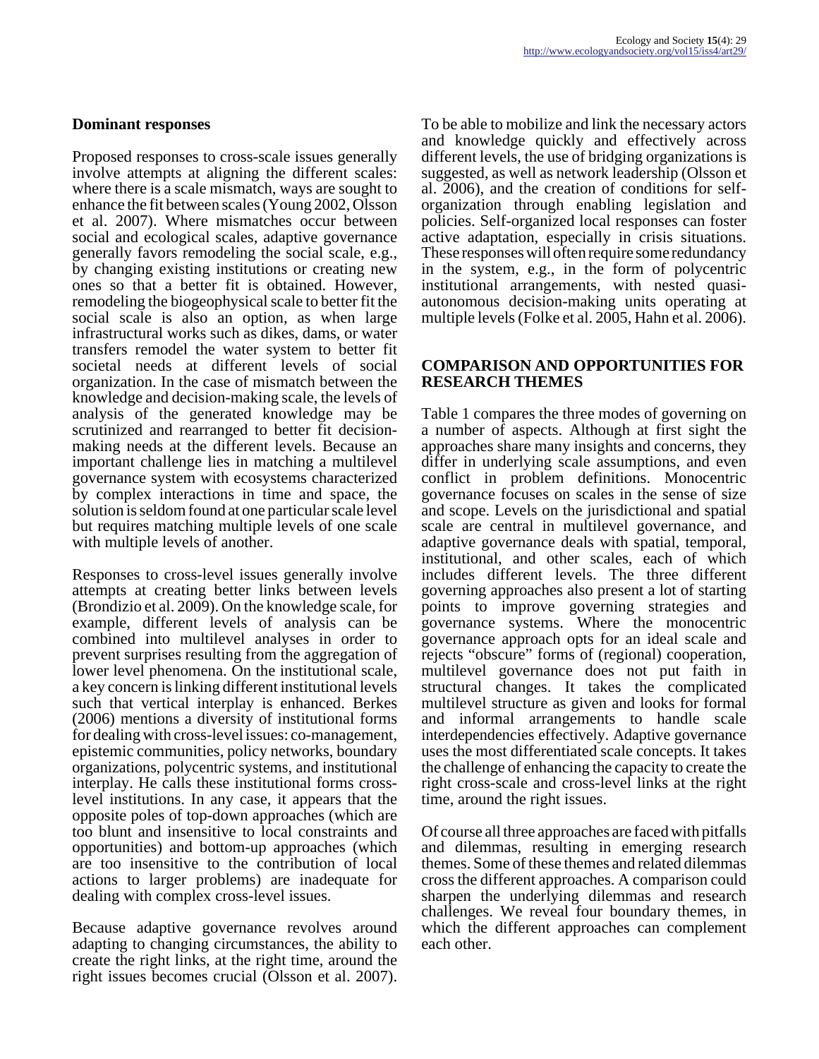### Dominant responses

Proposed responses to cross-scale issues generally involve attempts at aligning the different scales: where there is a scale mismatch, ways are sought to enhance the fit between scales (Young 2002, Olsson et al. 2007). Where mismatches occur between social and ecological scales, adaptive governance generally favors remodeling the social scale, e.g., by changing existing institutions or creating new ones so that a better fit is obtained. However, remodeling the biogeophysical scale to better fit the social scale is also an option, as when large infrastructural works such as dikes, dams, or water transfers remodel the water system to better fit societal needs at different levels of social organization. In the case of mismatch between the knowledge and decision-making scale, the levels of analysis of the generated knowledge may be scrutinized and rearranged to better fit decision-making needs at the different levels. Because an important challenge lies in matching a multilevel governance system with ecosystems characterized by complex interactions in time and space, the solution is seldom found at one particular scale level but requires matching multiple levels of one scale with multiple levels of another.

Responses to cross-level issues generally involve attempts at creating better links between levels (Brondizio et al. 2009). On the knowledge scale, for example, different levels of analysis can be combined into multilevel analyses in order to prevent surprises resulting from the aggregation of lower level phenomena. On the institutional scale, a key concern is linking different institutional levels such that vertical interplay is enhanced. Berkes (2006) mentions a diversity of institutional forms for dealing with cross-level issues: co-management, epistemic communities, policy networks, boundary organizations, polycentric systems, and institutional interplay. He calls these institutional forms cross-level institutions. In any case, it appears that the opposite poles of top-down approaches (which are too blunt and insensitive to local constraints and opportunities) and bottom-up approaches (which are too insensitive to the contribution of local actions to larger problems) are inadequate for dealing with complex cross-level issues.

Because adaptive governance revolves around adapting to changing circumstances, the ability to create the right links, at the right time, around the right issues becomes crucial (Olsson et al. 2007). To be able to mobilize and link the necessary actors and knowledge quickly and effectively across different levels, the use of bridging organizations is suggested, as well as network leadership (Olsson et al. 2006), and the creation of conditions for self-organization through enabling legislation and policies. Self-organized local responses can foster active adaptation, especially in crisis situations. These responses will often require some redundancy in the system, e.g., in the form of polycentric institutional arrangements, with nested quasi-autonomous decision-making units operating at multiple levels (Folke et al. 2005, Hahn et al. 2006).

## COMPARISON AND OPPORTUNITIES FOR RESEARCH THEMES

Table 1 compares the three modes of governing on a number of aspects. Although at first sight the approaches share many insights and concerns, they differ in underlying scale assumptions, and even conflict in problem definitions. Monocentric governance focuses on scales in the sense of size and scope. Levels on the jurisdictional and spatial scale are central in multilevel governance, and adaptive governance deals with spatial, temporal, institutional, and other scales, each of which includes different levels. The three different governing approaches also present a lot of starting points to improve governing strategies and governance systems. Where the monocentric governance approach opts for an ideal scale and rejects "obscure" forms of (regional) cooperation, multilevel governance does not put faith in structural changes. It takes the complicated multilevel structure as given and looks for formal and informal arrangements to handle scale interdependencies effectively. Adaptive governance uses the most differentiated scale concepts. It takes the challenge of enhancing the capacity to create the right cross-scale and cross-level links at the right time, around the right issues.

Of course all three approaches are faced with pitfalls and dilemmas, resulting in emerging research themes. Some of these themes and related dilemmas cross the different approaches. A comparison could sharpen the underlying dilemmas and research challenges. We reveal four boundary themes, in which the different approaches can complement each other.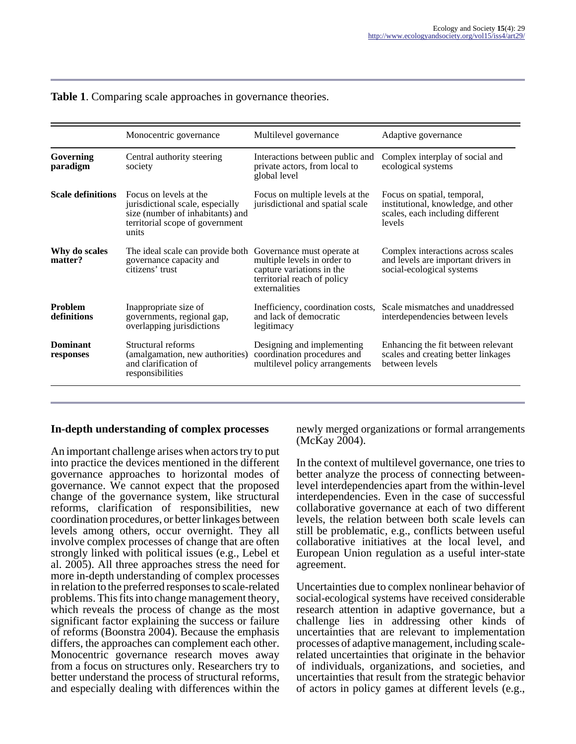**Table 1**. Comparing scale approaches in governance theories.

| | Monocentric governance | Multilevel governance | Adaptive governance |
|---|---|---|---|
| **Governing paradigm** | Central authority steering society | Interactions between public and private actors, from local to global level | Complex interplay of social and ecological systems |
| **Scale definitions** | Focus on levels at the jurisdictional scale, especially size (number of inhabitants) and territorial scope of government units | Focus on multiple levels at the jurisdictional and spatial scale | Focus on spatial, temporal, institutional, knowledge, and other scales, each including different levels |
| **Why do scales matter?** | The ideal scale can provide both governance capacity and citizens' trust | Governance must operate at multiple levels in order to capture variations in the territorial reach of policy externalities | Complex interactions across scales and levels are important drivers in social-ecological systems |
| **Problem definitions** | Inappropriate size of governments, regional gap, overlapping jurisdictions | Inefficiency, coordination costs, and lack of democratic legitimacy | Scale mismatches and unaddressed interdependencies between levels |
| **Dominant responses** | Structural reforms (amalgamation, new authorities) and clarification of responsibilities | Designing and implementing coordination procedures and multilevel policy arrangements | Enhancing the fit between relevant scales and creating better linkages between levels |

### In-depth understanding of complex processes

An important challenge arises when actors try to put into practice the devices mentioned in the different governance approaches to horizontal modes of governance. We cannot expect that the proposed change of the governance system, like structural reforms, clarification of responsibilities, new coordination procedures, or better linkages between levels among others, occur overnight. They all involve complex processes of change that are often strongly linked with political issues (e.g., Lebel et al. 2005). All three approaches stress the need for more in-depth understanding of complex processes in relation to the preferred responses to scale-related problems. This fits into change management theory, which reveals the process of change as the most significant factor explaining the success or failure of reforms (Boonstra 2004). Because the emphasis differs, the approaches can complement each other. Monocentric governance research moves away from a focus on structures only. Researchers try to better understand the process of structural reforms, and especially dealing with differences within the newly merged organizations or formal arrangements (McKay 2004).

In the context of multilevel governance, one tries to better analyze the process of connecting between-level interdependencies apart from the within-level interdependencies. Even in the case of successful collaborative governance at each of two different levels, the relation between both scale levels can still be problematic, e.g., conflicts between useful collaborative initiatives at the local level, and European Union regulation as a useful inter-state agreement.

Uncertainties due to complex nonlinear behavior of social-ecological systems have received considerable research attention in adaptive governance, but a challenge lies in addressing other kinds of uncertainties that are relevant to implementation processes of adaptive management, including scale-related uncertainties that originate in the behavior of individuals, organizations, and societies, and uncertainties that result from the strategic behavior of actors in policy games at different levels (e.g.,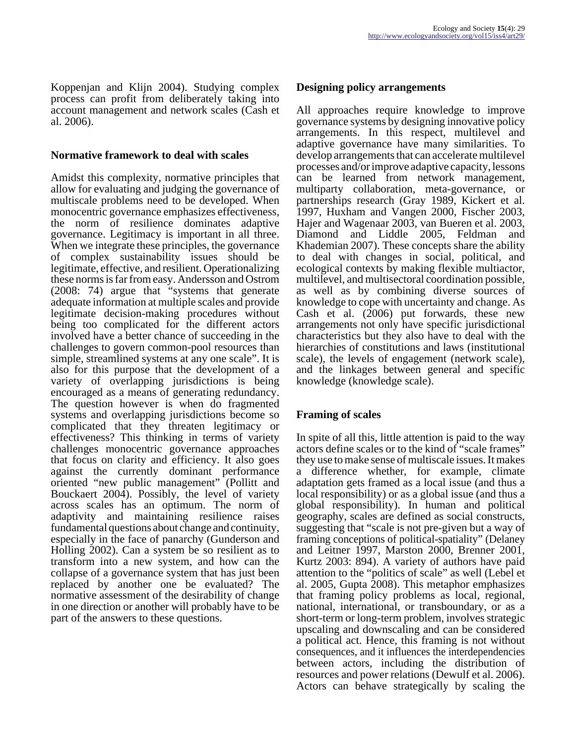Koppenjan and Klijn 2004). Studying complex process can profit from deliberately taking into account management and network scales (Cash et al. 2006).

### Normative framework to deal with scales

Amidst this complexity, normative principles that allow for evaluating and judging the governance of multiscale problems need to be developed. When monocentric governance emphasizes effectiveness, the norm of resilience dominates adaptive governance. Legitimacy is important in all three. When we integrate these principles, the governance of complex sustainability issues should be legitimate, effective, and resilient. Operationalizing these norms is far from easy. Andersson and Ostrom (2008: 74) argue that "systems that generate adequate information at multiple scales and provide legitimate decision-making procedures without being too complicated for the different actors involved have a better chance of succeeding in the challenges to govern common-pool resources than simple, streamlined systems at any one scale". It is also for this purpose that the development of a variety of overlapping jurisdictions is being encouraged as a means of generating redundancy. The question however is when do fragmented systems and overlapping jurisdictions become so complicated that they threaten legitimacy or effectiveness? This thinking in terms of variety challenges monocentric governance approaches that focus on clarity and efficiency. It also goes against the currently dominant performance oriented "new public management" (Pollitt and Bouckaert 2004). Possibly, the level of variety across scales has an optimum. The norm of adaptivity and maintaining resilience raises fundamental questions about change and continuity, especially in the face of panarchy (Gunderson and Holling 2002). Can a system be so resilient as to transform into a new system, and how can the collapse of a governance system that has just been replaced by another one be evaluated? The normative assessment of the desirability of change in one direction or another will probably have to be part of the answers to these questions.

### Designing policy arrangements

All approaches require knowledge to improve governance systems by designing innovative policy arrangements. In this respect, multilevel and adaptive governance have many similarities. To develop arrangements that can accelerate multilevel processes and/or improve adaptive capacity, lessons can be learned from network management, multiparty collaboration, meta-governance, or partnerships research (Gray 1989, Kickert et al. 1997, Huxham and Vangen 2000, Fischer 2003, Hajer and Wagenaar 2003, van Bueren et al. 2003, Diamond and Liddle 2005, Feldman and Khademian 2007). These concepts share the ability to deal with changes in social, political, and ecological contexts by making flexible multiactor, multilevel, and multisectoral coordination possible, as well as by combining diverse sources of knowledge to cope with uncertainty and change. As Cash et al. (2006) put forwards, these new arrangements not only have specific jurisdictional characteristics but they also have to deal with the hierarchies of constitutions and laws (institutional scale), the levels of engagement (network scale), and the linkages between general and specific knowledge (knowledge scale).

### Framing of scales

In spite of all this, little attention is paid to the way actors define scales or to the kind of "scale frames" they use to make sense of multiscale issues. It makes a difference whether, for example, climate adaptation gets framed as a local issue (and thus a local responsibility) or as a global issue (and thus a global responsibility). In human and political geography, scales are defined as social constructs, suggesting that "scale is not pre-given but a way of framing conceptions of political-spatiality" (Delaney and Leitner 1997, Marston 2000, Brenner 2001, Kurtz 2003: 894). A variety of authors have paid attention to the "politics of scale" as well (Lebel et al. 2005, Gupta 2008). This metaphor emphasizes that framing policy problems as local, regional, national, international, or transboundary, or as a short-term or long-term problem, involves strategic upscaling and downscaling and can be considered a political act. Hence, this framing is not without consequences, and it influences the interdependencies between actors, including the distribution of resources and power relations (Dewulf et al. 2006). Actors can behave strategically by scaling the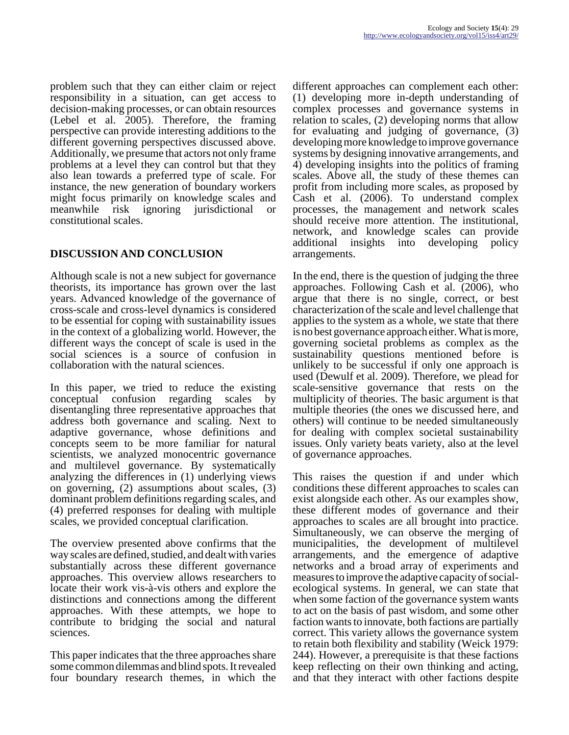problem such that they can either claim or reject responsibility in a situation, can get access to decision-making processes, or can obtain resources (Lebel et al. 2005). Therefore, the framing perspective can provide interesting additions to the different governing perspectives discussed above. Additionally, we presume that actors not only frame problems at a level they can control but that they also lean towards a preferred type of scale. For instance, the new generation of boundary workers might focus primarily on knowledge scales and meanwhile risk ignoring jurisdictional or constitutional scales.

## DISCUSSION AND CONCLUSION

Although scale is not a new subject for governance theorists, its importance has grown over the last years. Advanced knowledge of the governance of cross-scale and cross-level dynamics is considered to be essential for coping with sustainability issues in the context of a globalizing world. However, the different ways the concept of scale is used in the social sciences is a source of confusion in collaboration with the natural sciences.

In this paper, we tried to reduce the existing conceptual confusion regarding scales by disentangling three representative approaches that address both governance and scaling. Next to adaptive governance, whose definitions and concepts seem to be more familiar for natural scientists, we analyzed monocentric governance and multilevel governance. By systematically analyzing the differences in (1) underlying views on governing, (2) assumptions about scales, (3) dominant problem definitions regarding scales, and (4) preferred responses for dealing with multiple scales, we provided conceptual clarification.

The overview presented above confirms that the way scales are defined, studied, and dealt with varies substantially across these different governance approaches. This overview allows researchers to locate their work vis-à-vis others and explore the distinctions and connections among the different approaches. With these attempts, we hope to contribute to bridging the social and natural sciences.

This paper indicates that the three approaches share some common dilemmas and blind spots. It revealed four boundary research themes, in which the different approaches can complement each other: (1) developing more in-depth understanding of complex processes and governance systems in relation to scales, (2) developing norms that allow for evaluating and judging of governance, (3) developing more knowledge to improve governance systems by designing innovative arrangements, and 4) developing insights into the politics of framing scales. Above all, the study of these themes can profit from including more scales, as proposed by Cash et al. (2006). To understand complex processes, the management and network scales should receive more attention. The institutional, network, and knowledge scales can provide additional insights into developing policy arrangements.

In the end, there is the question of judging the three approaches. Following Cash et al. (2006), who argue that there is no single, correct, or best characterization of the scale and level challenge that applies to the system as a whole, we state that there is no best governance approach either. What is more, governing societal problems as complex as the sustainability questions mentioned before is unlikely to be successful if only one approach is used (Dewulf et al. 2009). Therefore, we plead for scale-sensitive governance that rests on the multiplicity of theories. The basic argument is that multiple theories (the ones we discussed here, and others) will continue to be needed simultaneously for dealing with complex societal sustainability issues. Only variety beats variety, also at the level of governance approaches.

This raises the question if and under which conditions these different approaches to scales can exist alongside each other. As our examples show, these different modes of governance and their approaches to scales are all brought into practice. Simultaneously, we can observe the merging of municipalities, the development of multilevel arrangements, and the emergence of adaptive networks and a broad array of experiments and measures to improve the adaptive capacity of social-ecological systems. In general, we can state that when some faction of the governance system wants to act on the basis of past wisdom, and some other faction wants to innovate, both factions are partially correct. This variety allows the governance system to retain both flexibility and stability (Weick 1979: 244). However, a prerequisite is that these factions keep reflecting on their own thinking and acting, and that they interact with other factions despite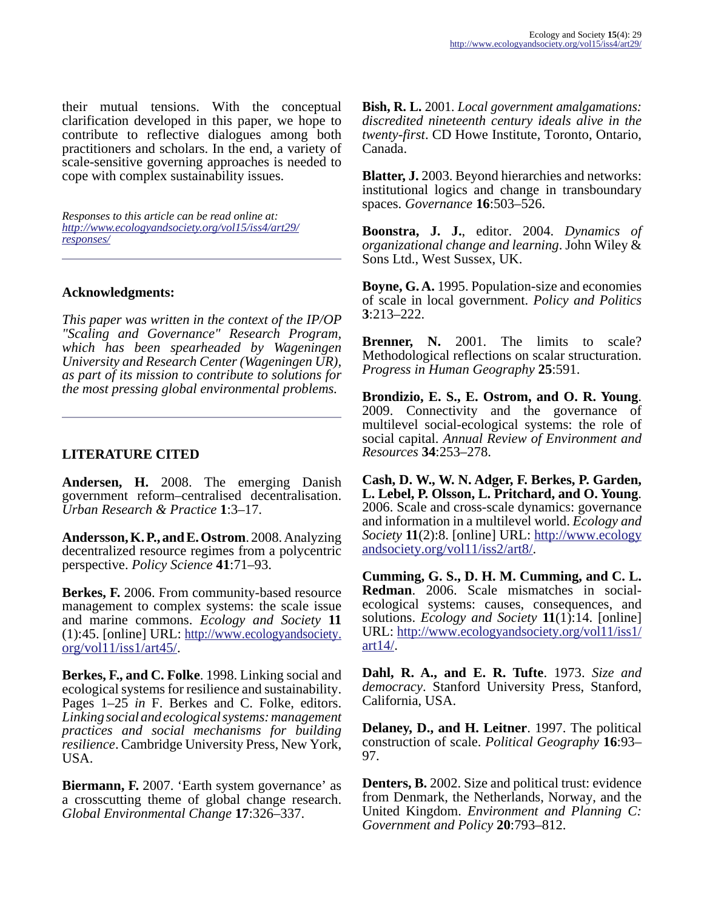their mutual tensions. With the conceptual clarification developed in this paper, we hope to contribute to reflective dialogues among both practitioners and scholars. In the end, a variety of scale-sensitive governing approaches is needed to cope with complex sustainability issues.

*Responses to this article can be read online at: [http://www.ecologyandsociety.org/vol15/iss4/art29/responses/](http://www.ecologyandsociety.org/vol15/iss4/art29/responses/)*

---

## Acknowledgments:

*This paper was written in the context of the IP/OP "Scaling and Governance" Research Program, which has been spearheaded by Wageningen University and Research Center (Wageningen UR), as part of its mission to contribute to solutions for the most pressing global environmental problems.*

---

## LITERATURE CITED

**Andersen, H.** 2008. The emerging Danish government reform–centralised decentralisation. *Urban Research & Practice* **1**:3–17.

**Andersson, K. P., and E. Ostrom**. 2008. Analyzing decentralized resource regimes from a polycentric perspective. *Policy Science* **41**:71–93.

**Berkes, F.** 2006. From community-based resource management to complex systems: the scale issue and marine commons. *Ecology and Society* **11** (1):45. [online] URL: [http://www.ecologyandsociety.org/vol11/iss1/art45/](http://www.ecologyandsociety.org/vol11/iss1/art45/).

**Berkes, F., and C. Folke**. 1998. Linking social and ecological systems for resilience and sustainability. Pages 1–25 *in* F. Berkes and C. Folke, editors. *Linking social and ecological systems: management practices and social mechanisms for building resilience*. Cambridge University Press, New York, USA.

**Biermann, F.** 2007. 'Earth system governance' as a crosscutting theme of global change research. *Global Environmental Change* **17**:326–337.

**Bish, R. L.** 2001. *Local government amalgamations: discredited nineteenth century ideals alive in the twenty-first*. CD Howe Institute, Toronto, Ontario, Canada.

**Blatter, J.** 2003. Beyond hierarchies and networks: institutional logics and change in transboundary spaces. *Governance* **16**:503–526.

**Boonstra, J. J.**, editor. 2004. *Dynamics of organizational change and learning*. John Wiley & Sons Ltd., West Sussex, UK.

**Boyne, G. A.** 1995. Population-size and economies of scale in local government. *Policy and Politics* **3**:213–222.

**Brenner, N.** 2001. The limits to scale? Methodological reflections on scalar structuration. *Progress in Human Geography* **25**:591.

**Brondizio, E. S., E. Ostrom, and O. R. Young**. 2009. Connectivity and the governance of multilevel social-ecological systems: the role of social capital. *Annual Review of Environment and Resources* **34**:253–278.

**Cash, D. W., W. N. Adger, F. Berkes, P. Garden, L. Lebel, P. Olsson, L. Pritchard, and O. Young**. 2006. Scale and cross-scale dynamics: governance and information in a multilevel world. *Ecology and Society* **11**(2):8. [online] URL: [http://www.ecologyandsociety.org/vol11/iss2/art8/](http://www.ecologyandsociety.org/vol11/iss2/art8/).

**Cumming, G. S., D. H. M. Cumming, and C. L. Redman**. 2006. Scale mismatches in social-ecological systems: causes, consequences, and solutions. *Ecology and Society* **11**(1):14. [online] URL: [http://www.ecologyandsociety.org/vol11/iss1/art14/](http://www.ecologyandsociety.org/vol11/iss1/art14/).

**Dahl, R. A., and E. R. Tufte**. 1973. *Size and democracy*. Stanford University Press, Stanford, California, USA.

**Delaney, D., and H. Leitner**. 1997. The political construction of scale. *Political Geography* **16**:93–97.

**Denters, B.** 2002. Size and political trust: evidence from Denmark, the Netherlands, Norway, and the United Kingdom. *Environment and Planning C: Government and Policy* **20**:793–812.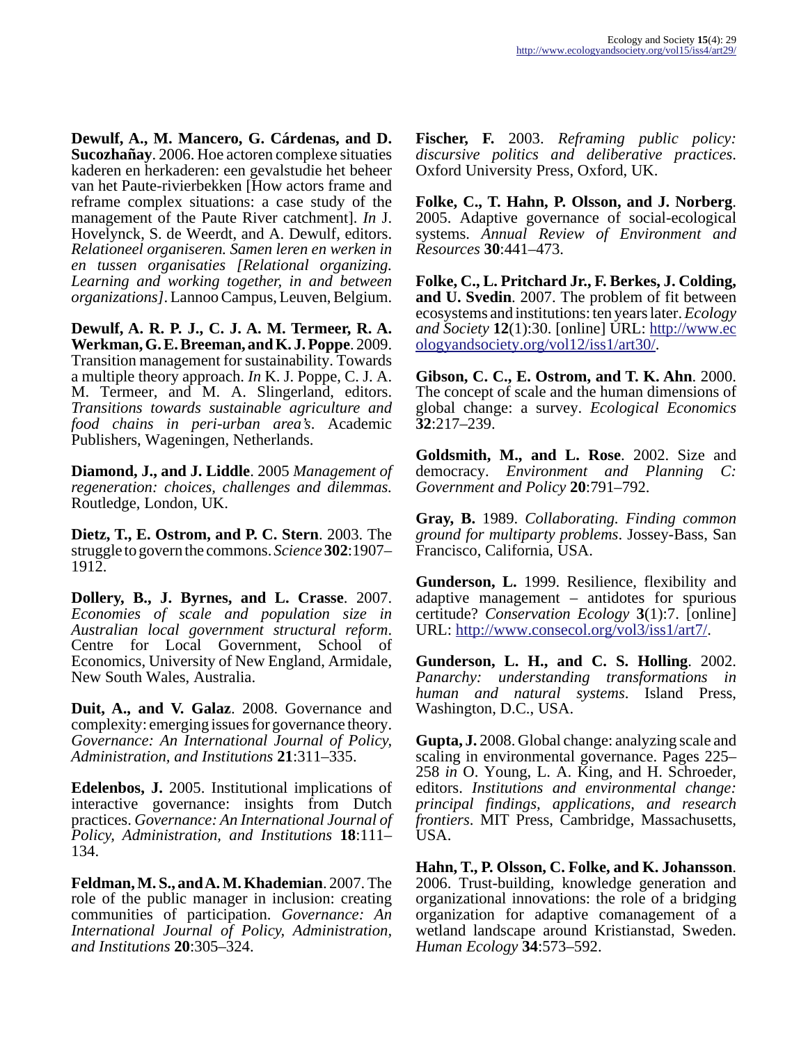**Dewulf, A., M. Mancero, G. Cárdenas, and D. Sucozhañay**. 2006. Hoe actoren complexe situaties kaderen en herkaderen: een gevalstudie het beheer van het Paute-rivierbekken [How actors frame and reframe complex situations: a case study of the management of the Paute River catchment]. *In* J. Hovelynck, S. de Weerdt, and A. Dewulf, editors. *Relationeel organiseren. Samen leren en werken in en tussen organisaties [Relational organizing. Learning and working together, in and between organizations]*. Lannoo Campus, Leuven, Belgium.

**Dewulf, A. R. P. J., C. J. A. M. Termeer, R. A. Werkman, G. E. Breeman, and K. J. Poppe**. 2009. Transition management for sustainability. Towards a multiple theory approach. *In* K. J. Poppe, C. J. A. M. Termeer, and M. A. Slingerland, editors. *Transitions towards sustainable agriculture and food chains in peri-urban area's*. Academic Publishers, Wageningen, Netherlands.

**Diamond, J., and J. Liddle**. 2005 *Management of regeneration: choices, challenges and dilemmas.* Routledge, London, UK.

**Dietz, T., E. Ostrom, and P. C. Stern**. 2003. The struggle to govern the commons. *Science* **302**:1907–1912.

**Dollery, B., J. Byrnes, and L. Crasse**. 2007. *Economies of scale and population size in Australian local government structural reform*. Centre for Local Government, School of Economics, University of New England, Armidale, New South Wales, Australia.

**Duit, A., and V. Galaz**. 2008. Governance and complexity: emerging issues for governance theory. *Governance: An International Journal of Policy, Administration, and Institutions* **21**:311–335.

**Edelenbos, J.** 2005. Institutional implications of interactive governance: insights from Dutch practices. *Governance: An International Journal of Policy, Administration, and Institutions* **18**:111–134.

**Feldman, M. S., and A. M. Khademian**. 2007. The role of the public manager in inclusion: creating communities of participation. *Governance: An International Journal of Policy, Administration, and Institutions* **20**:305–324.

**Fischer, F.** 2003. *Reframing public policy: discursive politics and deliberative practices*. Oxford University Press, Oxford, UK.

**Folke, C., T. Hahn, P. Olsson, and J. Norberg**. 2005. Adaptive governance of social-ecological systems. *Annual Review of Environment and Resources* **30**:441–473.

**Folke, C., L. Pritchard Jr., F. Berkes, J. Colding, and U. Svedin**. 2007. The problem of fit between ecosystems and institutions: ten years later. *Ecology and Society* **12**(1):30. [online] URL: http://www.ecologyandsociety.org/vol12/iss1/art30/.

**Gibson, C. C., E. Ostrom, and T. K. Ahn**. 2000. The concept of scale and the human dimensions of global change: a survey. *Ecological Economics* **32**:217–239.

**Goldsmith, M., and L. Rose**. 2002. Size and democracy. *Environment and Planning C: Government and Policy* **20**:791–792.

**Gray, B.** 1989. *Collaborating. Finding common ground for multiparty problems*. Jossey-Bass, San Francisco, California, USA.

**Gunderson, L.** 1999. Resilience, flexibility and adaptive management – antidotes for spurious certitude? *Conservation Ecology* **3**(1):7. [online] URL: http://www.consecol.org/vol3/iss1/art7/.

**Gunderson, L. H., and C. S. Holling**. 2002. *Panarchy: understanding transformations in human and natural systems*. Island Press, Washington, D.C., USA.

**Gupta, J.** 2008. Global change: analyzing scale and scaling in environmental governance. Pages 225–258 *in* O. Young, L. A. King, and H. Schroeder, editors. *Institutions and environmental change: principal findings, applications, and research frontiers*. MIT Press, Cambridge, Massachusetts, USA.

**Hahn, T., P. Olsson, C. Folke, and K. Johansson**. 2006. Trust-building, knowledge generation and organizational innovations: the role of a bridging organization for adaptive comanagement of a wetland landscape around Kristianstad, Sweden. *Human Ecology* **34**:573–592.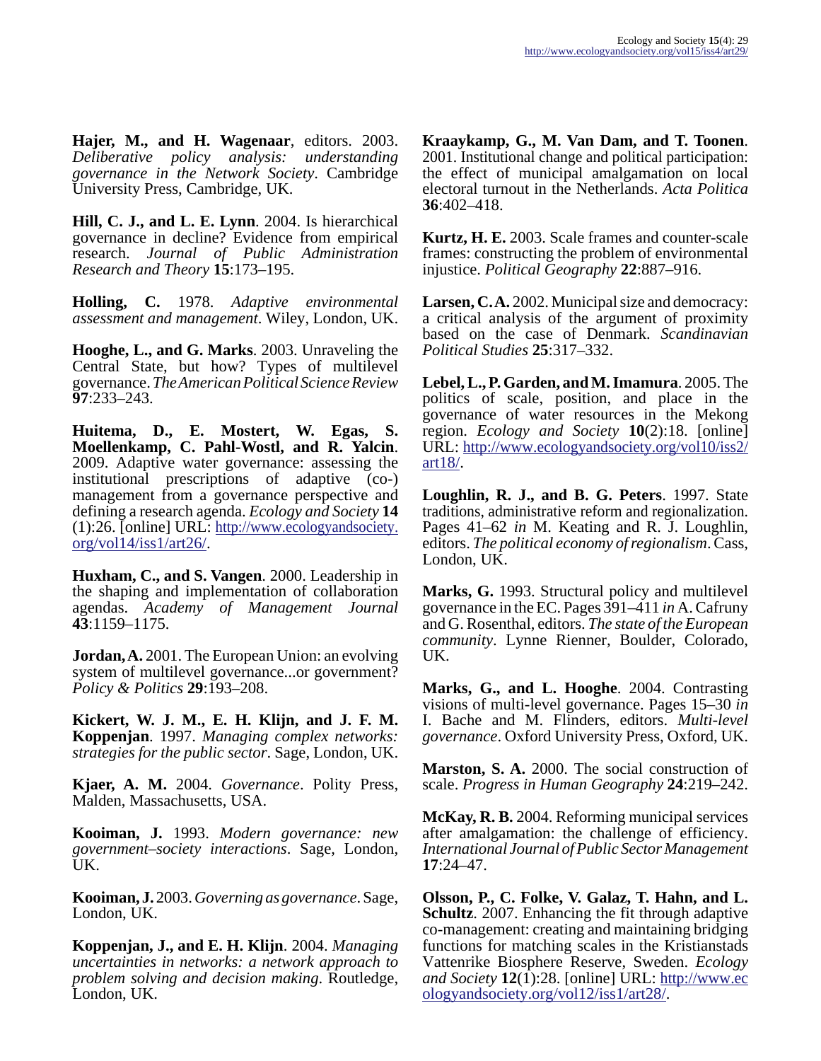**Hajer, M., and H. Wagenaar**, editors. 2003. *Deliberative policy analysis: understanding governance in the Network Society*. Cambridge University Press, Cambridge, UK.

**Hill, C. J., and L. E. Lynn**. 2004. Is hierarchical governance in decline? Evidence from empirical research. *Journal of Public Administration Research and Theory* **15**:173–195.

**Holling, C.** 1978. *Adaptive environmental assessment and management*. Wiley, London, UK.

**Hooghe, L., and G. Marks**. 2003. Unraveling the Central State, but how? Types of multilevel governance. *The American Political Science Review* **97**:233–243.

**Huitema, D., E. Mostert, W. Egas, S. Moellenkamp, C. Pahl-Wostl, and R. Yalcin**. 2009. Adaptive water governance: assessing the institutional prescriptions of adaptive (co-) management from a governance perspective and defining a research agenda. *Ecology and Society* **14** (1):26. [online] URL: http://www.ecologyandsociety.org/vol14/iss1/art26/.

**Huxham, C., and S. Vangen**. 2000. Leadership in the shaping and implementation of collaboration agendas. *Academy of Management Journal* **43**:1159–1175.

**Jordan, A.** 2001. The European Union: an evolving system of multilevel governance...or government? *Policy & Politics* **29**:193–208.

**Kickert, W. J. M., E. H. Klijn, and J. F. M. Koppenjan**. 1997. *Managing complex networks: strategies for the public sector*. Sage, London, UK.

**Kjaer, A. M.** 2004. *Governance*. Polity Press, Malden, Massachusetts, USA.

**Kooiman, J.** 1993. *Modern governance: new government–society interactions*. Sage, London, UK.

**Kooiman, J.** 2003. *Governing as governance*. Sage, London, UK.

**Koppenjan, J., and E. H. Klijn**. 2004. *Managing uncertainties in networks: a network approach to problem solving and decision making*. Routledge, London, UK.

**Kraaykamp, G., M. Van Dam, and T. Toonen**. 2001. Institutional change and political participation: the effect of municipal amalgamation on local electoral turnout in the Netherlands. *Acta Politica* **36**:402–418.

**Kurtz, H. E.** 2003. Scale frames and counter-scale frames: constructing the problem of environmental injustice. *Political Geography* **22**:887–916.

**Larsen, C. A.** 2002. Municipal size and democracy: a critical analysis of the argument of proximity based on the case of Denmark. *Scandinavian Political Studies* **25**:317–332.

**Lebel, L., P. Garden, and M. Imamura**. 2005. The politics of scale, position, and place in the governance of water resources in the Mekong region. *Ecology and Society* **10**(2):18. [online] URL: http://www.ecologyandsociety.org/vol10/iss2/art18/.

**Loughlin, R. J., and B. G. Peters**. 1997. State traditions, administrative reform and regionalization. Pages 41–62 *in* M. Keating and R. J. Loughlin, editors. *The political economy of regionalism*. Cass, London, UK.

**Marks, G.** 1993. Structural policy and multilevel governance in the EC. Pages 391–411 *in* A. Cafruny and G. Rosenthal, editors. *The state of the European community*. Lynne Rienner, Boulder, Colorado, UK.

**Marks, G., and L. Hooghe**. 2004. Contrasting visions of multi-level governance. Pages 15–30 *in* I. Bache and M. Flinders, editors. *Multi-level governance*. Oxford University Press, Oxford, UK.

**Marston, S. A.** 2000. The social construction of scale. *Progress in Human Geography* **24**:219–242.

**McKay, R. B.** 2004. Reforming municipal services after amalgamation: the challenge of efficiency. *International Journal of Public Sector Management* **17**:24–47.

**Olsson, P., C. Folke, V. Galaz, T. Hahn, and L. Schultz**. 2007. Enhancing the fit through adaptive co-management: creating and maintaining bridging functions for matching scales in the Kristianstads Vattenrike Biosphere Reserve, Sweden. *Ecology and Society* **12**(1):28. [online] URL: http://www.ecologyandsociety.org/vol12/iss1/art28/.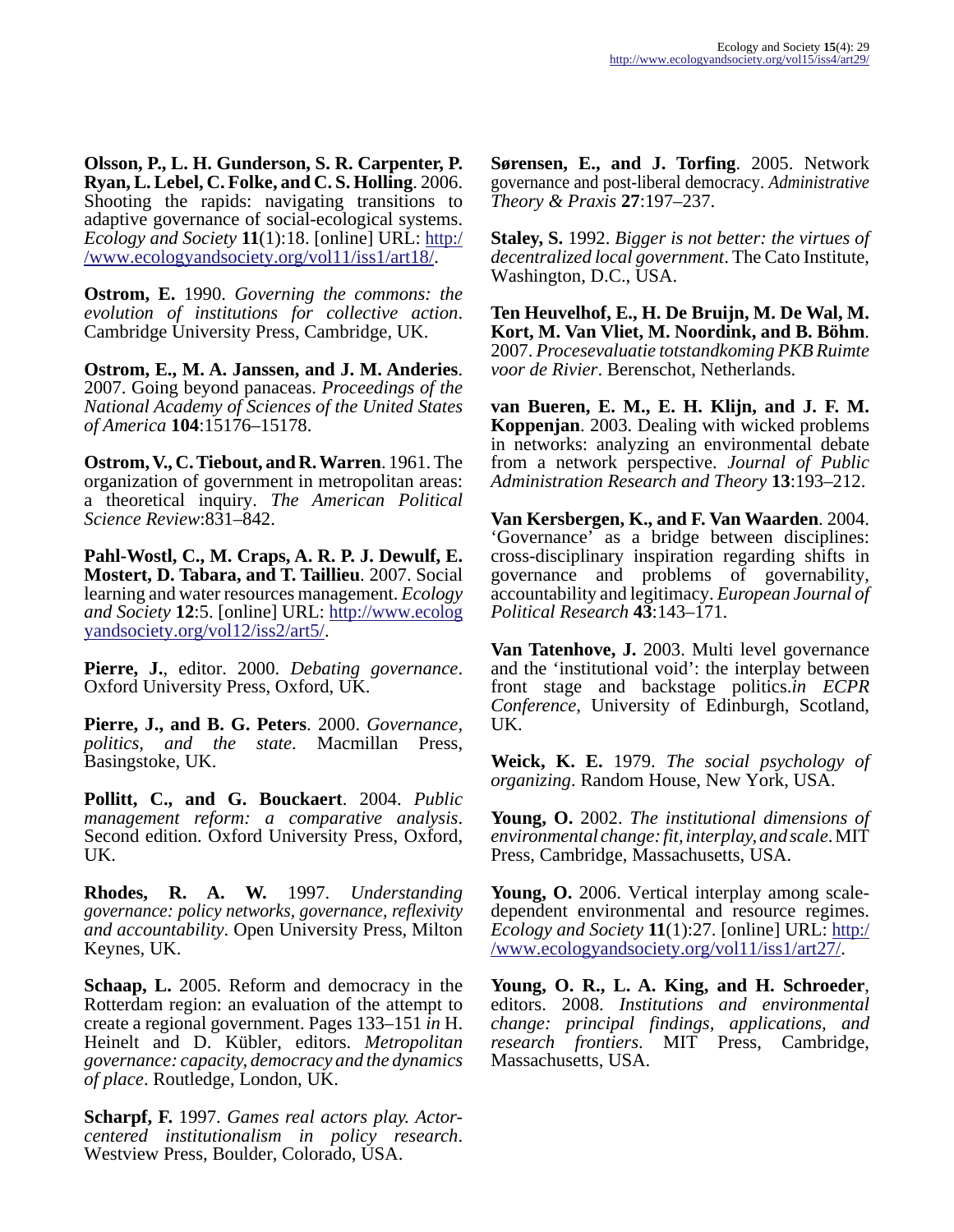**Olsson, P., L. H. Gunderson, S. R. Carpenter, P. Ryan, L. Lebel, C. Folke, and C. S. Holling**. 2006. Shooting the rapids: navigating transitions to adaptive governance of social-ecological systems. *Ecology and Society* **11**(1):18. [online] URL: http://www.ecologyandsociety.org/vol11/iss1/art18/.

**Ostrom, E.** 1990. *Governing the commons: the evolution of institutions for collective action*. Cambridge University Press, Cambridge, UK.

**Ostrom, E., M. A. Janssen, and J. M. Anderies**. 2007. Going beyond panaceas. *Proceedings of the National Academy of Sciences of the United States of America* **104**:15176–15178.

**Ostrom, V., C. Tiebout, and R. Warren**. 1961. The organization of government in metropolitan areas: a theoretical inquiry. *The American Political Science Review*:831–842.

**Pahl-Wostl, C., M. Craps, A. R. P. J. Dewulf, E. Mostert, D. Tabara, and T. Taillieu**. 2007. Social learning and water resources management. *Ecology and Society* **12**:5. [online] URL: http://www.ecologyandsociety.org/vol12/iss2/art5/.

**Pierre, J.**, editor. 2000. *Debating governance*. Oxford University Press, Oxford, UK.

**Pierre, J., and B. G. Peters**. 2000. *Governance, politics, and the state*. Macmillan Press, Basingstoke, UK.

**Pollitt, C., and G. Bouckaert**. 2004. *Public management reform: a comparative analysis*. Second edition. Oxford University Press, Oxford, UK.

**Rhodes, R. A. W.** 1997. *Understanding governance: policy networks, governance, reflexivity and accountability*. Open University Press, Milton Keynes, UK.

**Schaap, L.** 2005. Reform and democracy in the Rotterdam region: an evaluation of the attempt to create a regional government. Pages 133–151 *in* H. Heinelt and D. Kübler, editors. *Metropolitan governance: capacity, democracy and the dynamics of place*. Routledge, London, UK.

**Scharpf, F.** 1997. *Games real actors play. Actor-centered institutionalism in policy research*. Westview Press, Boulder, Colorado, USA.

**Sørensen, E., and J. Torfing**. 2005. Network governance and post-liberal democracy. *Administrative Theory & Praxis* **27**:197–237.

**Staley, S.** 1992. *Bigger is not better: the virtues of decentralized local government*. The Cato Institute, Washington, D.C., USA.

**Ten Heuvelhof, E., H. De Bruijn, M. De Wal, M. Kort, M. Van Vliet, M. Noordink, and B. Böhm**. 2007. *Procesevaluatie totstandkoming PKB Ruimte voor de Rivier*. Berenschot, Netherlands.

**van Bueren, E. M., E. H. Klijn, and J. F. M. Koppenjan**. 2003. Dealing with wicked problems in networks: analyzing an environmental debate from a network perspective. *Journal of Public Administration Research and Theory* **13**:193–212.

**Van Kersbergen, K., and F. Van Waarden**. 2004. 'Governance' as a bridge between disciplines: cross-disciplinary inspiration regarding shifts in governance and problems of governability, accountability and legitimacy. *European Journal of Political Research* **43**:143–171.

**Van Tatenhove, J.** 2003. Multi level governance and the 'institutional void': the interplay between front stage and backstage politics.*in ECPR Conference*, University of Edinburgh, Scotland, UK.

**Weick, K. E.** 1979. *The social psychology of organizing*. Random House, New York, USA.

**Young, O.** 2002. *The institutional dimensions of environmental change: fit, interplay, and scale*. MIT Press, Cambridge, Massachusetts, USA.

**Young, O.** 2006. Vertical interplay among scale-dependent environmental and resource regimes. *Ecology and Society* **11**(1):27. [online] URL: http://www.ecologyandsociety.org/vol11/iss1/art27/.

**Young, O. R., L. A. King, and H. Schroeder**, editors. 2008. *Institutions and environmental change: principal findings, applications, and research frontiers*. MIT Press, Cambridge, Massachusetts, USA.